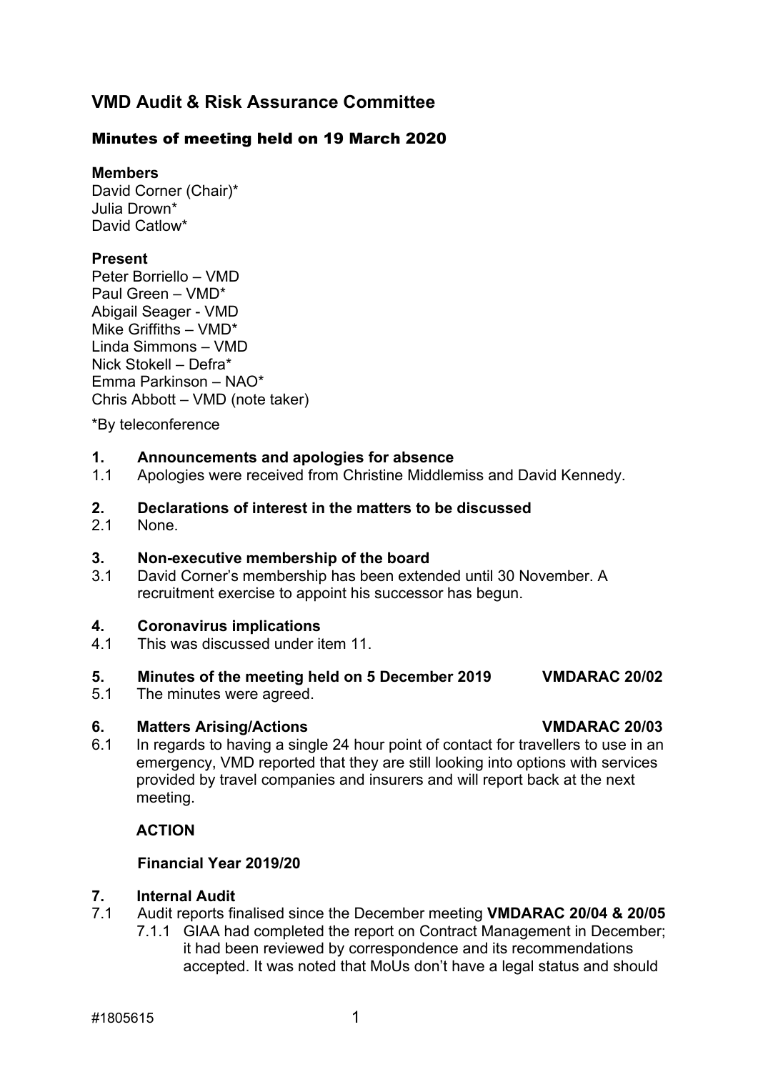# VMD Audit & Risk Assurance Committee

## Minutes of meeting held on 19 March 2020

**Members**
David Corner (Chair)*
Julia Drown*
David Catlow*

**Present**
Peter Borriello – VMD
Paul Green – VMD*
Abigail Seager - VMD
Mike Griffiths – VMD*
Linda Simmons – VMD
Nick Stokell – Defra*
Emma Parkinson – NAO*
Chris Abbott – VMD (note taker)

*By teleconference

**1. Announcements and apologies for absence**

1.1 Apologies were received from Christine Middlemiss and David Kennedy.

**2. Declarations of interest in the matters to be discussed**

2.1 None.

**3. Non-executive membership of the board**

3.1 David Corner's membership has been extended until 30 November. A recruitment exercise to appoint his successor has begun.

**4. Coronavirus implications**

4.1 This was discussed under item 11.

**5. Minutes of the meeting held on 5 December 2019 VMDARAC 20/02**

5.1 The minutes were agreed.

**6. Matters Arising/Actions VMDARAC 20/03**

6.1 In regards to having a single 24 hour point of contact for travellers to use in an emergency, VMD reported that they are still looking into options with services provided by travel companies and insurers and will report back at the next meeting.

**ACTION**

**Financial Year 2019/20**

**7. Internal Audit**

7.1 Audit reports finalised since the December meeting **VMDARAC 20/04 & 20/05**

7.1.1 GIAA had completed the report on Contract Management in December; it had been reviewed by correspondence and its recommendations accepted. It was noted that MoUs don't have a legal status and should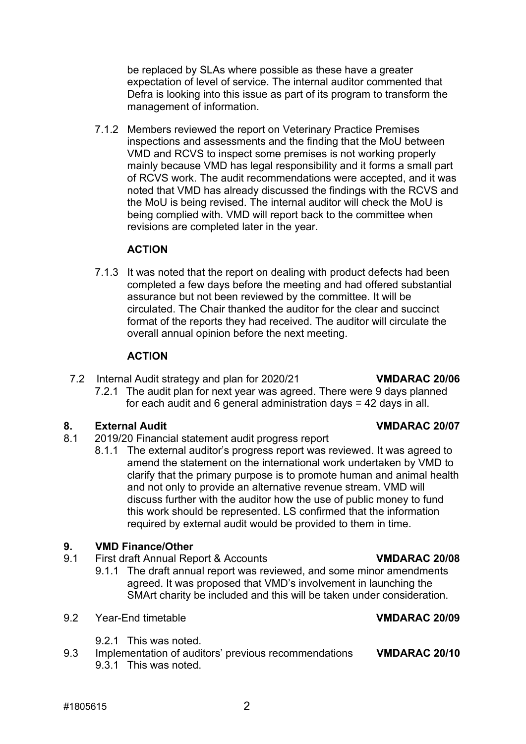be replaced by SLAs where possible as these have a greater expectation of level of service. The internal auditor commented that Defra is looking into this issue as part of its program to transform the management of information.

7.1.2 Members reviewed the report on Veterinary Practice Premises inspections and assessments and the finding that the MoU between VMD and RCVS to inspect some premises is not working properly mainly because VMD has legal responsibility and it forms a small part of RCVS work. The audit recommendations were accepted, and it was noted that VMD has already discussed the findings with the RCVS and the MoU is being revised. The internal auditor will check the MoU is being complied with. VMD will report back to the committee when revisions are completed later in the year.

**ACTION**

7.1.3 It was noted that the report on dealing with product defects had been completed a few days before the meeting and had offered substantial assurance but not been reviewed by the committee. It will be circulated. The Chair thanked the auditor for the clear and succinct format of the reports they had received. The auditor will circulate the overall annual opinion before the next meeting.

**ACTION**

7.2 Internal Audit strategy and plan for 2020/21 **VMDARAC 20/06**

7.2.1 The audit plan for next year was agreed. There were 9 days planned for each audit and 6 general administration days = 42 days in all.

## 8. External Audit **VMDARAC 20/07**

8.1 2019/20 Financial statement audit progress report

8.1.1 The external auditor's progress report was reviewed. It was agreed to amend the statement on the international work undertaken by VMD to clarify that the primary purpose is to promote human and animal health and not only to provide an alternative revenue stream. VMD will discuss further with the auditor how the use of public money to fund this work should be represented. LS confirmed that the information required by external audit would be provided to them in time.

## 9. VMD Finance/Other

9.1 First draft Annual Report & Accounts **VMDARAC 20/08**

9.1.1 The draft annual report was reviewed, and some minor amendments agreed. It was proposed that VMD's involvement in launching the SMArt charity be included and this will be taken under consideration.

9.2 Year-End timetable **VMDARAC 20/09**

9.2.1 This was noted.

9.3 Implementation of auditors' previous recommendations **VMDARAC 20/10**

9.3.1 This was noted.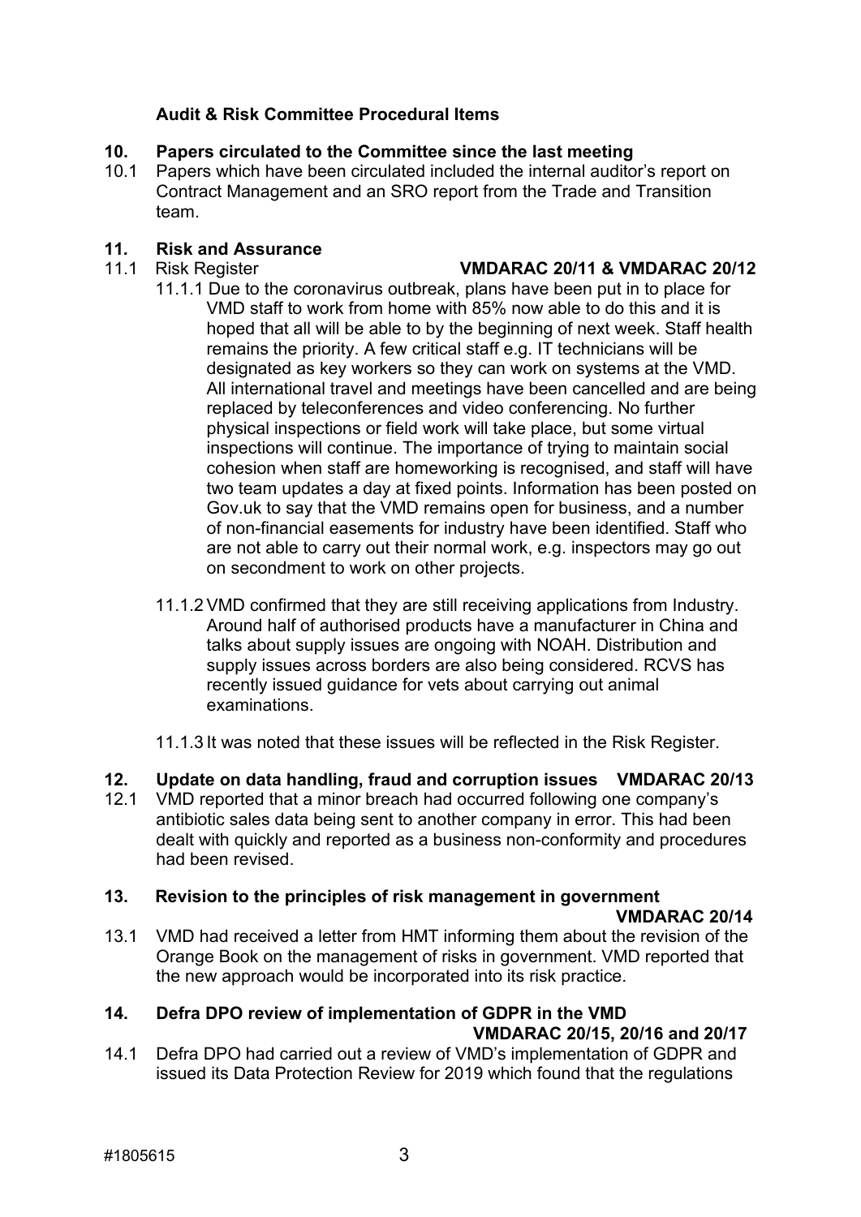### Audit & Risk Committee Procedural Items

**10. Papers circulated to the Committee since the last meeting**

10.1 Papers which have been circulated included the internal auditor's report on Contract Management and an SRO report from the Trade and Transition team.

**11. Risk and Assurance**

11.1 Risk Register **VMDARAC 20/11 & VMDARAC 20/12**

11.1.1 Due to the coronavirus outbreak, plans have been put in to place for VMD staff to work from home with 85% now able to do this and it is hoped that all will be able to by the beginning of next week. Staff health remains the priority. A few critical staff e.g. IT technicians will be designated as key workers so they can work on systems at the VMD. All international travel and meetings have been cancelled and are being replaced by teleconferences and video conferencing. No further physical inspections or field work will take place, but some virtual inspections will continue. The importance of trying to maintain social cohesion when staff are homeworking is recognised, and staff will have two team updates a day at fixed points. Information has been posted on Gov.uk to say that the VMD remains open for business, and a number of non-financial easements for industry have been identified. Staff who are not able to carry out their normal work, e.g. inspectors may go out on secondment to work on other projects.

11.1.2 VMD confirmed that they are still receiving applications from Industry. Around half of authorised products have a manufacturer in China and talks about supply issues are ongoing with NOAH. Distribution and supply issues across borders are also being considered. RCVS has recently issued guidance for vets about carrying out animal examinations.

11.1.3 It was noted that these issues will be reflected in the Risk Register.

**12. Update on data handling, fraud and corruption issues VMDARAC 20/13**

12.1 VMD reported that a minor breach had occurred following one company's antibiotic sales data being sent to another company in error. This had been dealt with quickly and reported as a business non-conformity and procedures had been revised.

**13. Revision to the principles of risk management in government**
**VMDARAC 20/14**

13.1 VMD had received a letter from HMT informing them about the revision of the Orange Book on the management of risks in government. VMD reported that the new approach would be incorporated into its risk practice.

**14. Defra DPO review of implementation of GDPR in the VMD**
**VMDARAC 20/15, 20/16 and 20/17**

14.1 Defra DPO had carried out a review of VMD's implementation of GDPR and issued its Data Protection Review for 2019 which found that the regulations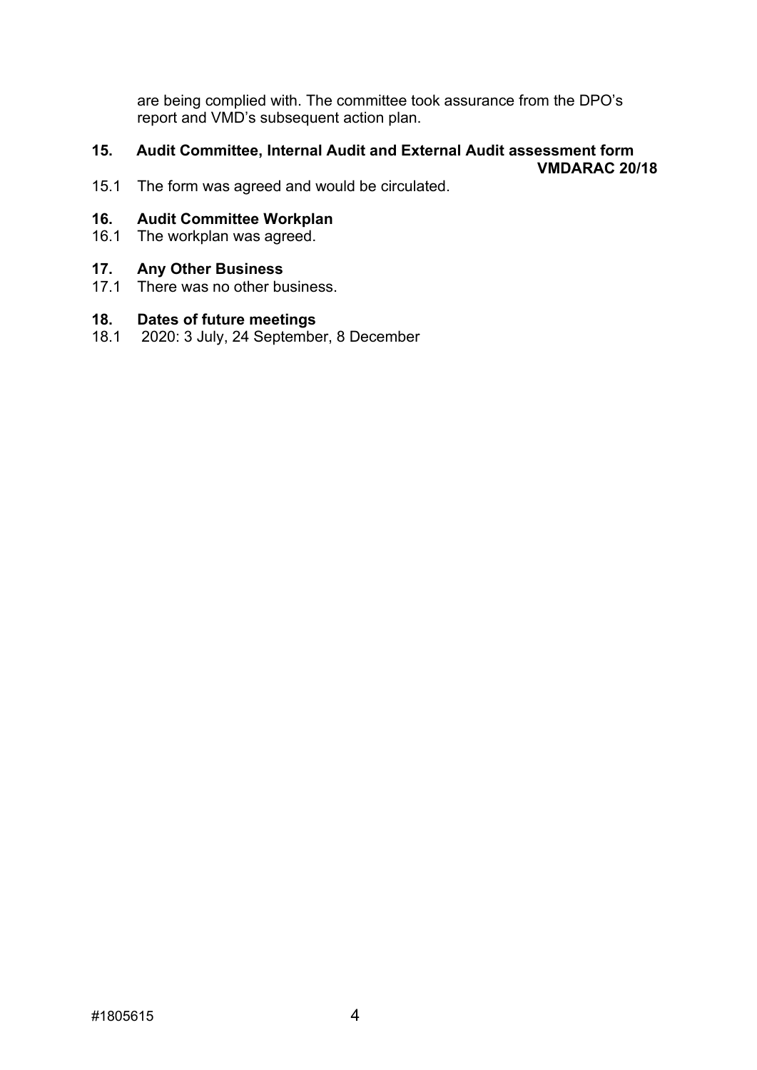are being complied with. The committee took assurance from the DPO's report and VMD's subsequent action plan.

## 15. Audit Committee, Internal Audit and External Audit assessment form

**VMDARAC 20/18**

15.1 The form was agreed and would be circulated.

## 16. Audit Committee Workplan

16.1 The workplan was agreed.

## 17. Any Other Business

17.1 There was no other business.

## 18. Dates of future meetings

18.1 2020: 3 July, 24 September, 8 December

#1805615